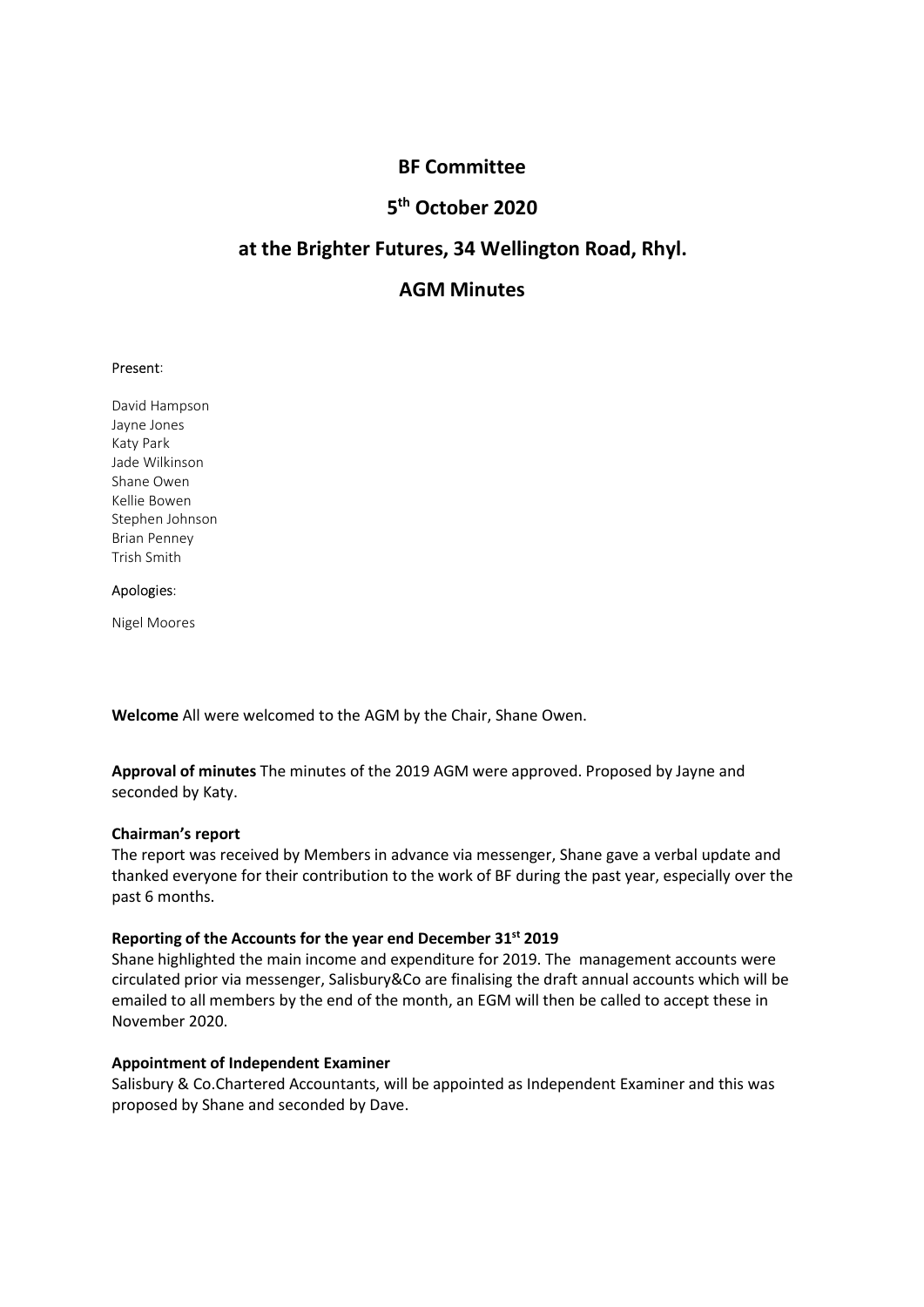# BF Committee

## 5th October 2020

## at the Brighter Futures, 34 Wellington Road, Rhyl.

## AGM Minutes

Present:

David Hampson
Jayne Jones
Katy Park
Jade Wilkinson
Shane Owen
Kellie Bowen
Stephen Johnson
Brian Penney
Trish Smith

Apologies:

Nigel Moores

**Welcome** All were welcomed to the AGM by the Chair, Shane Owen.

**Approval of minutes** The minutes of the 2019 AGM were approved. Proposed by Jayne and seconded by Katy.

**Chairman's report**
The report was received by Members in advance via messenger, Shane gave a verbal update and thanked everyone for their contribution to the work of BF during the past year, especially over the past 6 months.

**Reporting of the Accounts for the year end December 31st 2019**
Shane highlighted the main income and expenditure for 2019. The management accounts were circulated prior via messenger, Salisbury&Co are finalising the draft annual accounts which will be emailed to all members by the end of the month, an EGM will then be called to accept these in November 2020.

**Appointment of Independent Examiner**
Salisbury & Co.Chartered Accountants, will be appointed as Independent Examiner and this was proposed by Shane and seconded by Dave.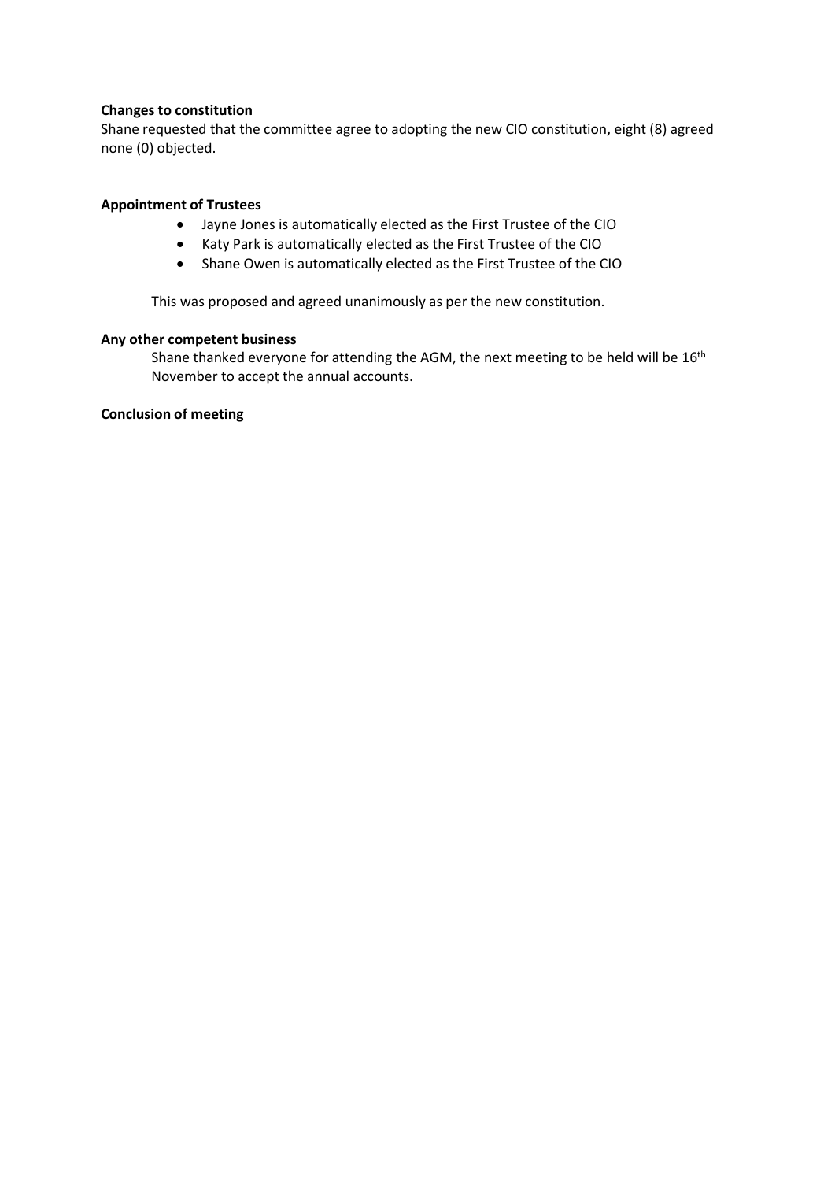**Changes to constitution**

Shane requested that the committee agree to adopting the new CIO constitution, eight (8) agreed none (0) objected.

**Appointment of Trustees**

- Jayne Jones is automatically elected as the First Trustee of the CIO
- Katy Park is automatically elected as the First Trustee of the CIO
- Shane Owen is automatically elected as the First Trustee of the CIO

This was proposed and agreed unanimously as per the new constitution.

**Any other competent business**

Shane thanked everyone for attending the AGM, the next meeting to be held will be 16th November to accept the annual accounts.

**Conclusion of meeting**